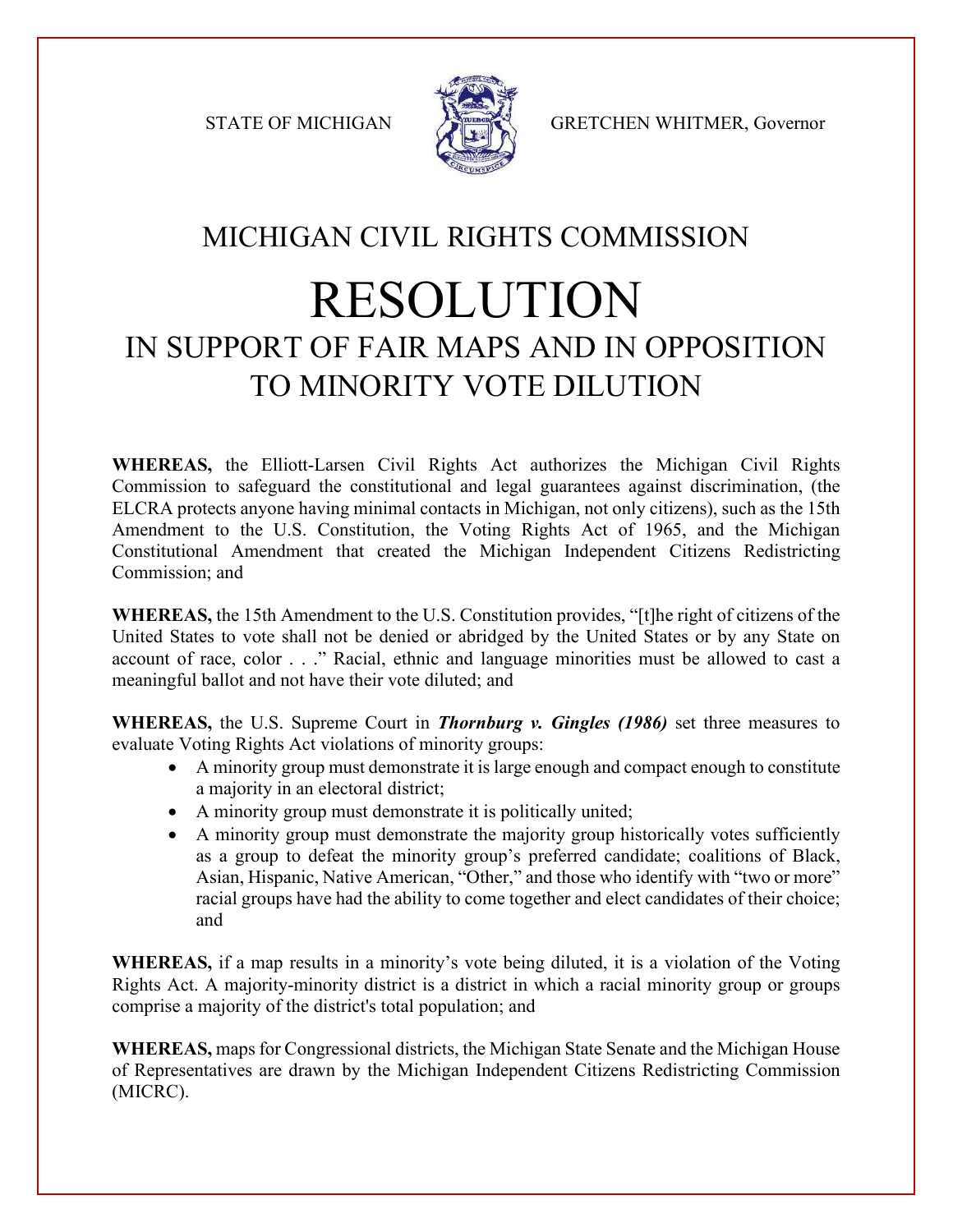STATE OF MICHIGAN GRETCHEN WHITMER, Governor

# MICHIGAN CIVIL RIGHTS COMMISSION

# RESOLUTION

## IN SUPPORT OF FAIR MAPS AND IN OPPOSITION TO MINORITY VOTE DILUTION

**WHEREAS,** the Elliott-Larsen Civil Rights Act authorizes the Michigan Civil Rights Commission to safeguard the constitutional and legal guarantees against discrimination, (the ELCRA protects anyone having minimal contacts in Michigan, not only citizens), such as the 15th Amendment to the U.S. Constitution, the Voting Rights Act of 1965, and the Michigan Constitutional Amendment that created the Michigan Independent Citizens Redistricting Commission; and

**WHEREAS,** the 15th Amendment to the U.S. Constitution provides, "[t]he right of citizens of the United States to vote shall not be denied or abridged by the United States or by any State on account of race, color . . ." Racial, ethnic and language minorities must be allowed to cast a meaningful ballot and not have their vote diluted; and

**WHEREAS,** the U.S. Supreme Court in ***Thornburg v. Gingles (1986)*** set three measures to evaluate Voting Rights Act violations of minority groups:

- A minority group must demonstrate it is large enough and compact enough to constitute a majority in an electoral district;
- A minority group must demonstrate it is politically united;
- A minority group must demonstrate the majority group historically votes sufficiently as a group to defeat the minority group's preferred candidate; coalitions of Black, Asian, Hispanic, Native American, "Other," and those who identify with "two or more" racial groups have had the ability to come together and elect candidates of their choice; and

**WHEREAS,** if a map results in a minority's vote being diluted, it is a violation of the Voting Rights Act. A majority-minority district is a district in which a racial minority group or groups comprise a majority of the district's total population; and

**WHEREAS,** maps for Congressional districts, the Michigan State Senate and the Michigan House of Representatives are drawn by the Michigan Independent Citizens Redistricting Commission (MICRC).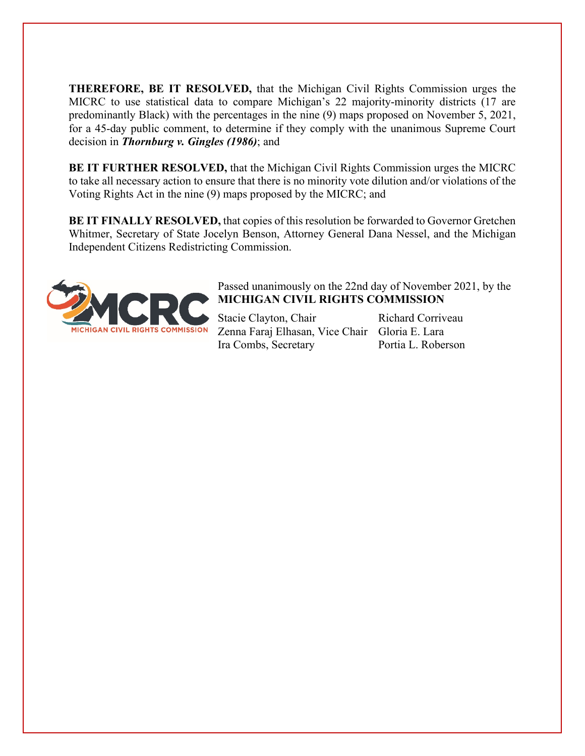**THEREFORE, BE IT RESOLVED,** that the Michigan Civil Rights Commission urges the MICRC to use statistical data to compare Michigan's 22 majority-minority districts (17 are predominantly Black) with the percentages in the nine (9) maps proposed on November 5, 2021, for a 45-day public comment, to determine if they comply with the unanimous Supreme Court decision in ***Thornburg v. Gingles (1986)***; and

**BE IT FURTHER RESOLVED,** that the Michigan Civil Rights Commission urges the MICRC to take all necessary action to ensure that there is no minority vote dilution and/or violations of the Voting Rights Act in the nine (9) maps proposed by the MICRC; and

**BE IT FINALLY RESOLVED,** that copies of this resolution be forwarded to Governor Gretchen Whitmer, Secretary of State Jocelyn Benson, Attorney General Dana Nessel, and the Michigan Independent Citizens Redistricting Commission.

MCRC
MICHIGAN CIVIL RIGHTS COMMISSION

Passed unanimously on the 22nd day of November 2021, by the **MICHIGAN CIVIL RIGHTS COMMISSION**

Stacie Clayton, Chair
Zenna Faraj Elhasan, Vice Chair
Ira Combs, Secretary
Richard Corriveau
Gloria E. Lara
Portia L. Roberson